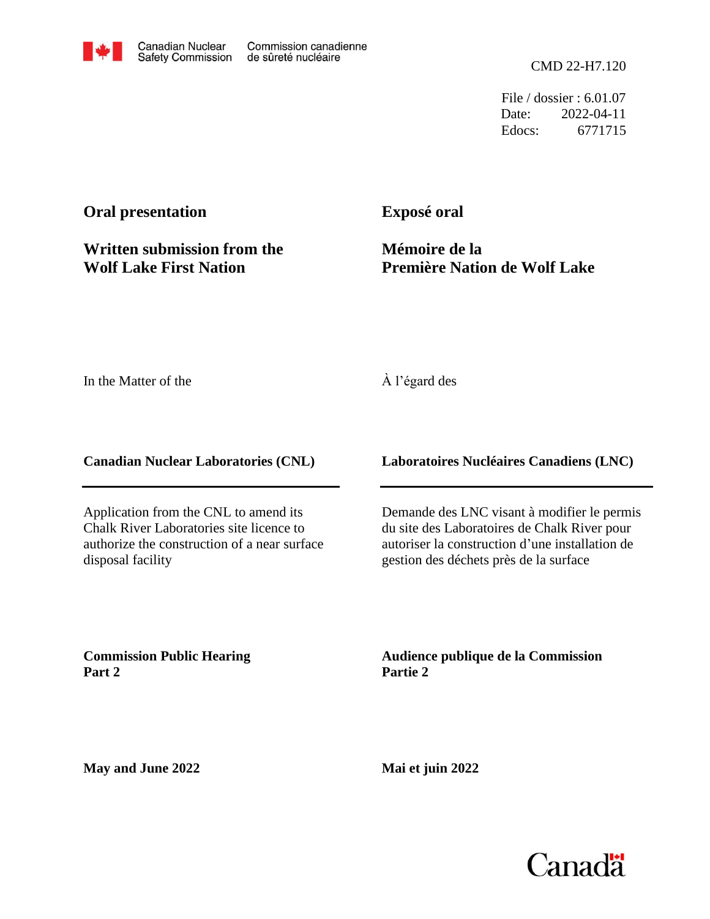Canadian Nuclear Safety Commission — Commission canadienne de sûreté nucléaire

CMD 22-H7.120

File / dossier : 6.01.07
Date: 2022-04-11
Edocs: 6771715

**Oral presentation**

**Written submission from the Wolf Lake First Nation**

**Exposé oral**

**Mémoire de la Première Nation de Wolf Lake**

In the Matter of the

À l'égard des

**Canadian Nuclear Laboratories (CNL)**

**Laboratoires Nucléaires Canadiens (LNC)**

Application from the CNL to amend its Chalk River Laboratories site licence to authorize the construction of a near surface disposal facility

Demande des LNC visant à modifier le permis du site des Laboratoires de Chalk River pour autoriser la construction d'une installation de gestion des déchets près de la surface

**Commission Public Hearing**
**Part 2**

**Audience publique de la Commission**
**Partie 2**

**May and June 2022**

**Mai et juin 2022**

Canada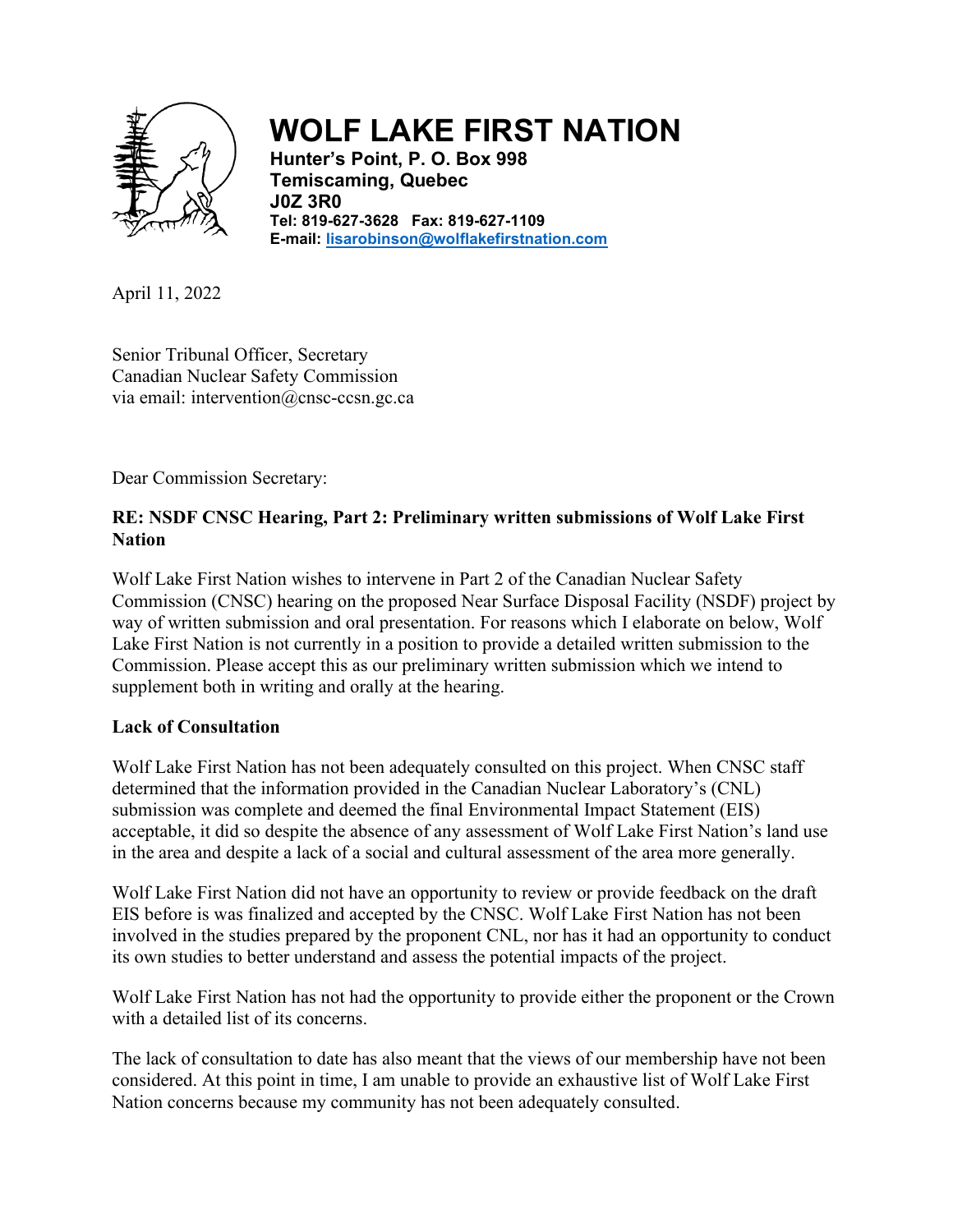# WOLF LAKE FIRST NATION

**Hunter's Point, P. O. Box 998**
**Temiscaming, Quebec**
**J0Z 3R0**
**Tel: 819-627-3628 Fax: 819-627-1109**
**E-mail: lisarobinson@wolflakefirstnation.com**

April 11, 2022

Senior Tribunal Officer, Secretary
Canadian Nuclear Safety Commission
via email: intervention@cnsc-ccsn.gc.ca

Dear Commission Secretary:

**RE: NSDF CNSC Hearing, Part 2: Preliminary written submissions of Wolf Lake First Nation**

Wolf Lake First Nation wishes to intervene in Part 2 of the Canadian Nuclear Safety Commission (CNSC) hearing on the proposed Near Surface Disposal Facility (NSDF) project by way of written submission and oral presentation. For reasons which I elaborate on below, Wolf Lake First Nation is not currently in a position to provide a detailed written submission to the Commission. Please accept this as our preliminary written submission which we intend to supplement both in writing and orally at the hearing.

**Lack of Consultation**

Wolf Lake First Nation has not been adequately consulted on this project. When CNSC staff determined that the information provided in the Canadian Nuclear Laboratory's (CNL) submission was complete and deemed the final Environmental Impact Statement (EIS) acceptable, it did so despite the absence of any assessment of Wolf Lake First Nation's land use in the area and despite a lack of a social and cultural assessment of the area more generally.

Wolf Lake First Nation did not have an opportunity to review or provide feedback on the draft EIS before is was finalized and accepted by the CNSC. Wolf Lake First Nation has not been involved in the studies prepared by the proponent CNL, nor has it had an opportunity to conduct its own studies to better understand and assess the potential impacts of the project.

Wolf Lake First Nation has not had the opportunity to provide either the proponent or the Crown with a detailed list of its concerns.

The lack of consultation to date has also meant that the views of our membership have not been considered. At this point in time, I am unable to provide an exhaustive list of Wolf Lake First Nation concerns because my community has not been adequately consulted.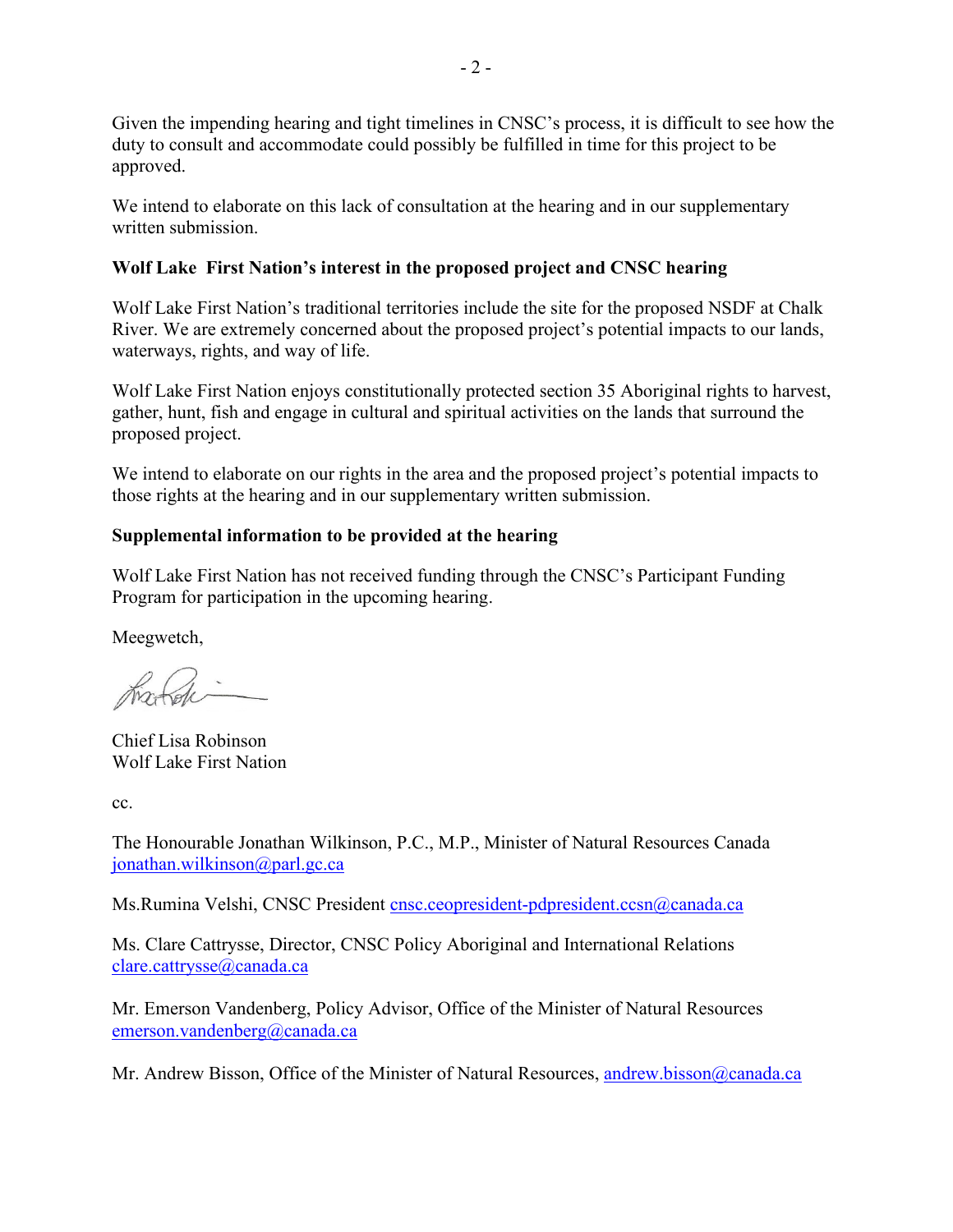Given the impending hearing and tight timelines in CNSC's process, it is difficult to see how the duty to consult and accommodate could possibly be fulfilled in time for this project to be approved.

We intend to elaborate on this lack of consultation at the hearing and in our supplementary written submission.

**Wolf Lake First Nation's interest in the proposed project and CNSC hearing**

Wolf Lake First Nation's traditional territories include the site for the proposed NSDF at Chalk River. We are extremely concerned about the proposed project's potential impacts to our lands, waterways, rights, and way of life.

Wolf Lake First Nation enjoys constitutionally protected section 35 Aboriginal rights to harvest, gather, hunt, fish and engage in cultural and spiritual activities on the lands that surround the proposed project.

We intend to elaborate on our rights in the area and the proposed project's potential impacts to those rights at the hearing and in our supplementary written submission.

**Supplemental information to be provided at the hearing**

Wolf Lake First Nation has not received funding through the CNSC's Participant Funding Program for participation in the upcoming hearing.

Meegwetch,

Chief Lisa Robinson
Wolf Lake First Nation

cc.

The Honourable Jonathan Wilkinson, P.C., M.P., Minister of Natural Resources Canada jonathan.wilkinson@parl.gc.ca

Ms.Rumina Velshi, CNSC President cnsc.ceopresident-pdpresident.ccsn@canada.ca

Ms. Clare Cattrysse, Director, CNSC Policy Aboriginal and International Relations clare.cattrysse@canada.ca

Mr. Emerson Vandenberg, Policy Advisor, Office of the Minister of Natural Resources emerson.vandenberg@canada.ca

Mr. Andrew Bisson, Office of the Minister of Natural Resources, andrew.bisson@canada.ca